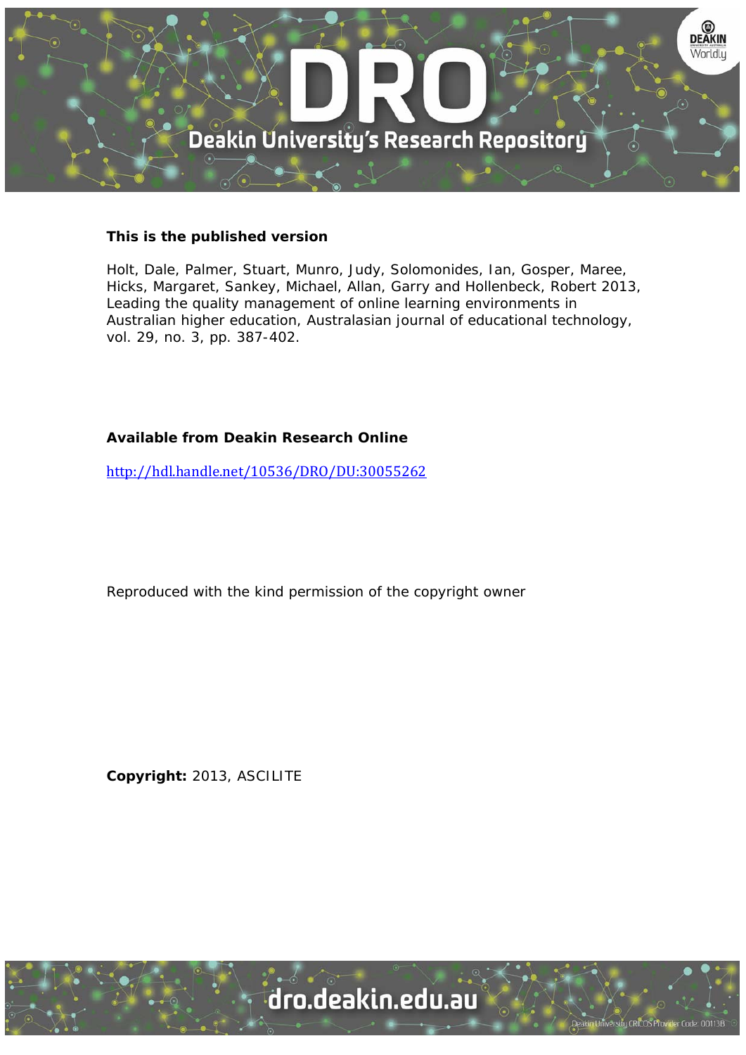**This is the published version**

Holt, Dale, Palmer, Stuart, Munro, Judy, Solomonides, Ian, Gosper, Maree, Hicks, Margaret, Sankey, Michael, Allan, Garry and Hollenbeck, Robert 2013, Leading the quality management of online learning environments in Australian higher education, Australasian journal of educational technology, vol. 29, no. 3, pp. 387-402.

**Available from Deakin Research Online**

http://hdl.handle.net/10536/DRO/DU:30055262

Reproduced with the kind permission of the copyright owner

**Copyright:** 2013, ASCILITE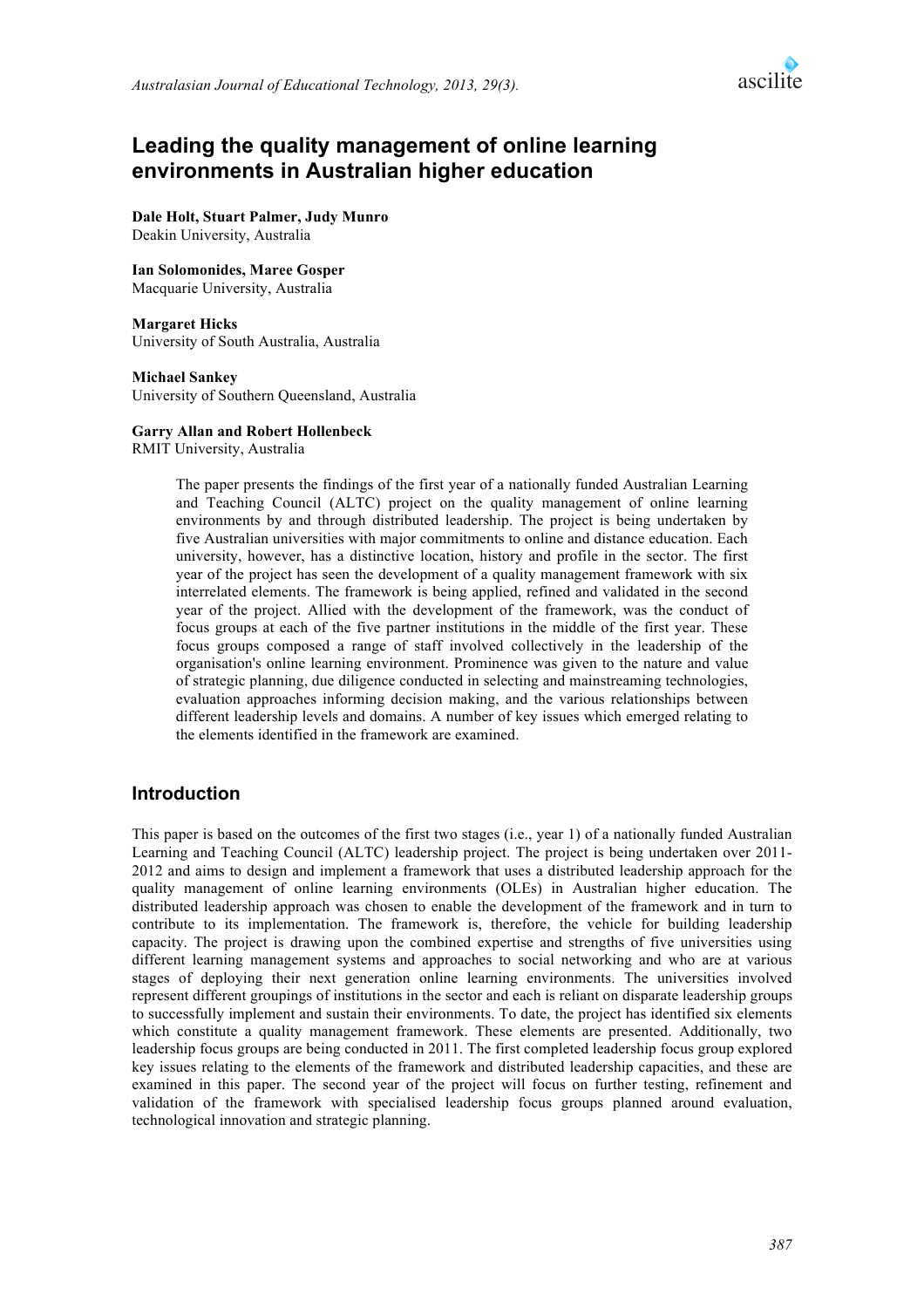# Leading the quality management of online learning environments in Australian higher education

**Dale Holt, Stuart Palmer, Judy Munro**
Deakin University, Australia

**Ian Solomonides, Maree Gosper**
Macquarie University, Australia

**Margaret Hicks**
University of South Australia, Australia

**Michael Sankey**
University of Southern Queensland, Australia

**Garry Allan and Robert Hollenbeck**
RMIT University, Australia

> The paper presents the findings of the first year of a nationally funded Australian Learning and Teaching Council (ALTC) project on the quality management of online learning environments by and through distributed leadership. The project is being undertaken by five Australian universities with major commitments to online and distance education. Each university, however, has a distinctive location, history and profile in the sector. The first year of the project has seen the development of a quality management framework with six interrelated elements. The framework is being applied, refined and validated in the second year of the project. Allied with the development of the framework, was the conduct of focus groups at each of the five partner institutions in the middle of the first year. These focus groups composed a range of staff involved collectively in the leadership of the organisation's online learning environment. Prominence was given to the nature and value of strategic planning, due diligence conducted in selecting and mainstreaming technologies, evaluation approaches informing decision making, and the various relationships between different leadership levels and domains. A number of key issues which emerged relating to the elements identified in the framework are examined.

## Introduction

This paper is based on the outcomes of the first two stages (i.e., year 1) of a nationally funded Australian Learning and Teaching Council (ALTC) leadership project. The project is being undertaken over 2011-2012 and aims to design and implement a framework that uses a distributed leadership approach for the quality management of online learning environments (OLEs) in Australian higher education. The distributed leadership approach was chosen to enable the development of the framework and in turn to contribute to its implementation. The framework is, therefore, the vehicle for building leadership capacity. The project is drawing upon the combined expertise and strengths of five universities using different learning management systems and approaches to social networking and who are at various stages of deploying their next generation online learning environments. The universities involved represent different groupings of institutions in the sector and each is reliant on disparate leadership groups to successfully implement and sustain their environments. To date, the project has identified six elements which constitute a quality management framework. These elements are presented. Additionally, two leadership focus groups are being conducted in 2011. The first completed leadership focus group explored key issues relating to the elements of the framework and distributed leadership capacities, and these are examined in this paper. The second year of the project will focus on further testing, refinement and validation of the framework with specialised leadership focus groups planned around evaluation, technological innovation and strategic planning.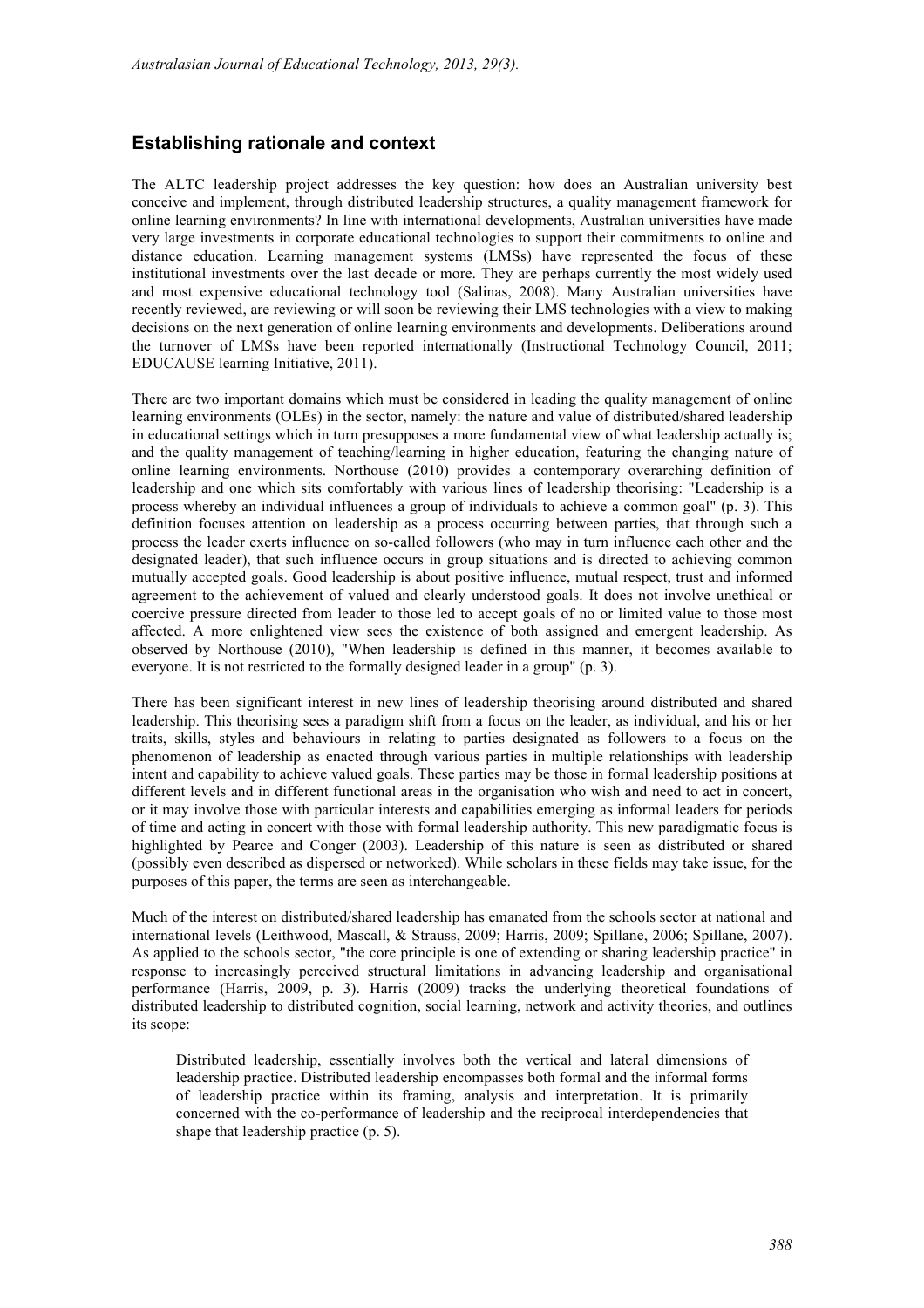## Establishing rationale and context

The ALTC leadership project addresses the key question: how does an Australian university best conceive and implement, through distributed leadership structures, a quality management framework for online learning environments? In line with international developments, Australian universities have made very large investments in corporate educational technologies to support their commitments to online and distance education. Learning management systems (LMSs) have represented the focus of these institutional investments over the last decade or more. They are perhaps currently the most widely used and most expensive educational technology tool (Salinas, 2008). Many Australian universities have recently reviewed, are reviewing or will soon be reviewing their LMS technologies with a view to making decisions on the next generation of online learning environments and developments. Deliberations around the turnover of LMSs have been reported internationally (Instructional Technology Council, 2011; EDUCAUSE learning Initiative, 2011).

There are two important domains which must be considered in leading the quality management of online learning environments (OLEs) in the sector, namely: the nature and value of distributed/shared leadership in educational settings which in turn presupposes a more fundamental view of what leadership actually is; and the quality management of teaching/learning in higher education, featuring the changing nature of online learning environments. Northouse (2010) provides a contemporary overarching definition of leadership and one which sits comfortably with various lines of leadership theorising: "Leadership is a process whereby an individual influences a group of individuals to achieve a common goal" (p. 3). This definition focuses attention on leadership as a process occurring between parties, that through such a process the leader exerts influence on so-called followers (who may in turn influence each other and the designated leader), that such influence occurs in group situations and is directed to achieving common mutually accepted goals. Good leadership is about positive influence, mutual respect, trust and informed agreement to the achievement of valued and clearly understood goals. It does not involve unethical or coercive pressure directed from leader to those led to accept goals of no or limited value to those most affected. A more enlightened view sees the existence of both assigned and emergent leadership. As observed by Northouse (2010), "When leadership is defined in this manner, it becomes available to everyone. It is not restricted to the formally designed leader in a group" (p. 3).

There has been significant interest in new lines of leadership theorising around distributed and shared leadership. This theorising sees a paradigm shift from a focus on the leader, as individual, and his or her traits, skills, styles and behaviours in relating to parties designated as followers to a focus on the phenomenon of leadership as enacted through various parties in multiple relationships with leadership intent and capability to achieve valued goals. These parties may be those in formal leadership positions at different levels and in different functional areas in the organisation who wish and need to act in concert, or it may involve those with particular interests and capabilities emerging as informal leaders for periods of time and acting in concert with those with formal leadership authority. This new paradigmatic focus is highlighted by Pearce and Conger (2003). Leadership of this nature is seen as distributed or shared (possibly even described as dispersed or networked). While scholars in these fields may take issue, for the purposes of this paper, the terms are seen as interchangeable.

Much of the interest on distributed/shared leadership has emanated from the schools sector at national and international levels (Leithwood, Mascall, & Strauss, 2009; Harris, 2009; Spillane, 2006; Spillane, 2007). As applied to the schools sector, "the core principle is one of extending or sharing leadership practice" in response to increasingly perceived structural limitations in advancing leadership and organisational performance (Harris, 2009, p. 3). Harris (2009) tracks the underlying theoretical foundations of distributed leadership to distributed cognition, social learning, network and activity theories, and outlines its scope:

> Distributed leadership, essentially involves both the vertical and lateral dimensions of leadership practice. Distributed leadership encompasses both formal and the informal forms of leadership practice within its framing, analysis and interpretation. It is primarily concerned with the co-performance of leadership and the reciprocal interdependencies that shape that leadership practice (p. 5).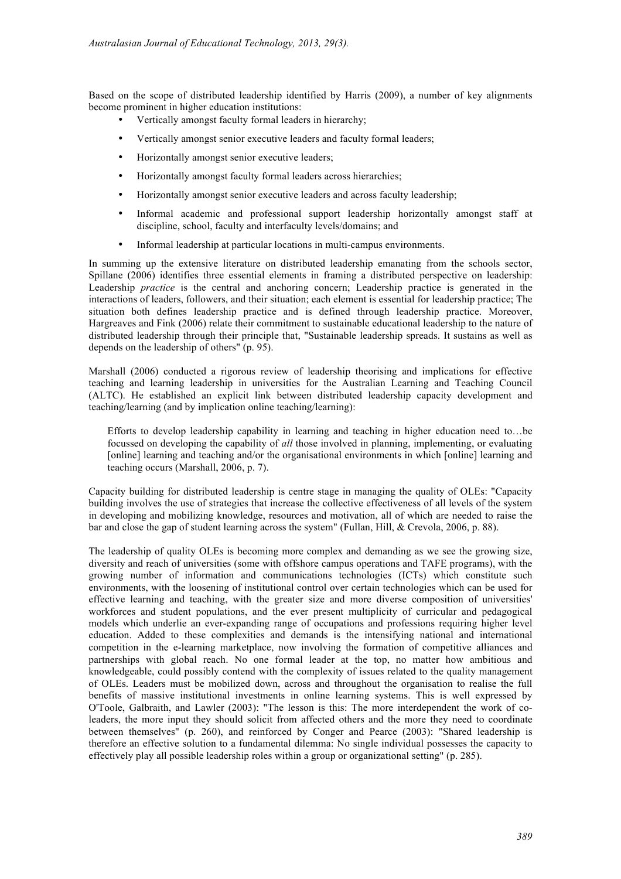Based on the scope of distributed leadership identified by Harris (2009), a number of key alignments become prominent in higher education institutions:

- Vertically amongst faculty formal leaders in hierarchy;
- Vertically amongst senior executive leaders and faculty formal leaders;
- Horizontally amongst senior executive leaders;
- Horizontally amongst faculty formal leaders across hierarchies;
- Horizontally amongst senior executive leaders and across faculty leadership;
- Informal academic and professional support leadership horizontally amongst staff at discipline, school, faculty and interfaculty levels/domains; and
- Informal leadership at particular locations in multi-campus environments.

In summing up the extensive literature on distributed leadership emanating from the schools sector, Spillane (2006) identifies three essential elements in framing a distributed perspective on leadership: Leadership *practice* is the central and anchoring concern; Leadership practice is generated in the interactions of leaders, followers, and their situation; each element is essential for leadership practice; The situation both defines leadership practice and is defined through leadership practice. Moreover, Hargreaves and Fink (2006) relate their commitment to sustainable educational leadership to the nature of distributed leadership through their principle that, "Sustainable leadership spreads. It sustains as well as depends on the leadership of others" (p. 95).

Marshall (2006) conducted a rigorous review of leadership theorising and implications for effective teaching and learning leadership in universities for the Australian Learning and Teaching Council (ALTC). He established an explicit link between distributed leadership capacity development and teaching/learning (and by implication online teaching/learning):

> Efforts to develop leadership capability in learning and teaching in higher education need to…be focussed on developing the capability of *all* those involved in planning, implementing, or evaluating [online] learning and teaching and/or the organisational environments in which [online] learning and teaching occurs (Marshall, 2006, p. 7).

Capacity building for distributed leadership is centre stage in managing the quality of OLEs: "Capacity building involves the use of strategies that increase the collective effectiveness of all levels of the system in developing and mobilizing knowledge, resources and motivation, all of which are needed to raise the bar and close the gap of student learning across the system" (Fullan, Hill, & Crevola, 2006, p. 88).

The leadership of quality OLEs is becoming more complex and demanding as we see the growing size, diversity and reach of universities (some with offshore campus operations and TAFE programs), with the growing number of information and communications technologies (ICTs) which constitute such environments, with the loosening of institutional control over certain technologies which can be used for effective learning and teaching, with the greater size and more diverse composition of universities' workforces and student populations, and the ever present multiplicity of curricular and pedagogical models which underlie an ever-expanding range of occupations and professions requiring higher level education. Added to these complexities and demands is the intensifying national and international competition in the e-learning marketplace, now involving the formation of competitive alliances and partnerships with global reach. No one formal leader at the top, no matter how ambitious and knowledgeable, could possibly contend with the complexity of issues related to the quality management of OLEs. Leaders must be mobilized down, across and throughout the organisation to realise the full benefits of massive institutional investments in online learning systems. This is well expressed by O'Toole, Galbraith, and Lawler (2003): "The lesson is this: The more interdependent the work of co-leaders, the more input they should solicit from affected others and the more they need to coordinate between themselves" (p. 260), and reinforced by Conger and Pearce (2003): "Shared leadership is therefore an effective solution to a fundamental dilemma: No single individual possesses the capacity to effectively play all possible leadership roles within a group or organizational setting" (p. 285).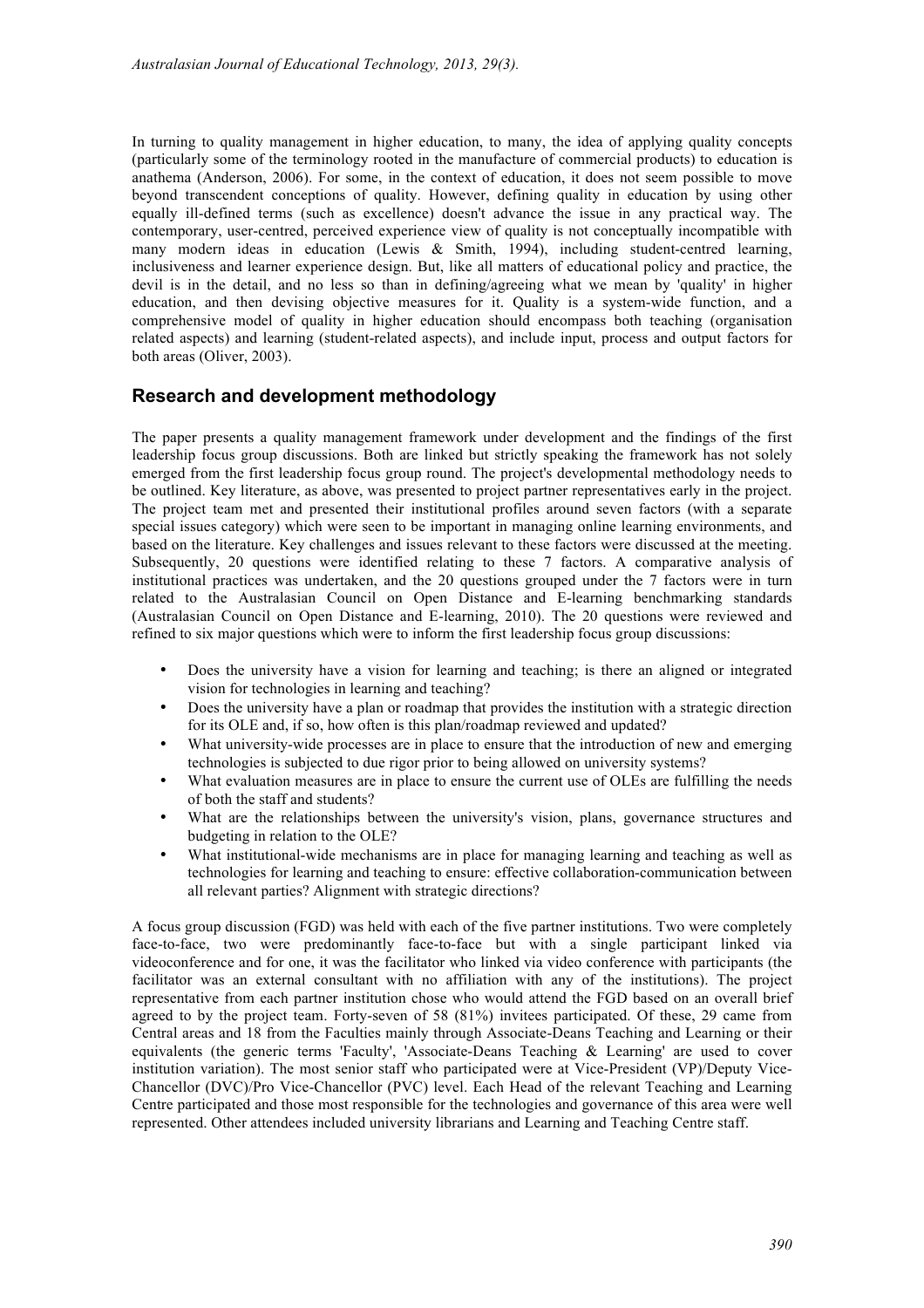In turning to quality management in higher education, to many, the idea of applying quality concepts (particularly some of the terminology rooted in the manufacture of commercial products) to education is anathema (Anderson, 2006). For some, in the context of education, it does not seem possible to move beyond transcendent conceptions of quality. However, defining quality in education by using other equally ill-defined terms (such as excellence) doesn't advance the issue in any practical way. The contemporary, user-centred, perceived experience view of quality is not conceptually incompatible with many modern ideas in education (Lewis & Smith, 1994), including student-centred learning, inclusiveness and learner experience design. But, like all matters of educational policy and practice, the devil is in the detail, and no less so than in defining/agreeing what we mean by 'quality' in higher education, and then devising objective measures for it. Quality is a system-wide function, and a comprehensive model of quality in higher education should encompass both teaching (organisation related aspects) and learning (student-related aspects), and include input, process and output factors for both areas (Oliver, 2003).

## Research and development methodology

The paper presents a quality management framework under development and the findings of the first leadership focus group discussions. Both are linked but strictly speaking the framework has not solely emerged from the first leadership focus group round. The project's developmental methodology needs to be outlined. Key literature, as above, was presented to project partner representatives early in the project. The project team met and presented their institutional profiles around seven factors (with a separate special issues category) which were seen to be important in managing online learning environments, and based on the literature. Key challenges and issues relevant to these factors were discussed at the meeting. Subsequently, 20 questions were identified relating to these 7 factors. A comparative analysis of institutional practices was undertaken, and the 20 questions grouped under the 7 factors were in turn related to the Australasian Council on Open Distance and E-learning benchmarking standards (Australasian Council on Open Distance and E-learning, 2010). The 20 questions were reviewed and refined to six major questions which were to inform the first leadership focus group discussions:

- Does the university have a vision for learning and teaching; is there an aligned or integrated vision for technologies in learning and teaching?
- Does the university have a plan or roadmap that provides the institution with a strategic direction for its OLE and, if so, how often is this plan/roadmap reviewed and updated?
- What university-wide processes are in place to ensure that the introduction of new and emerging technologies is subjected to due rigor prior to being allowed on university systems?
- What evaluation measures are in place to ensure the current use of OLEs are fulfilling the needs of both the staff and students?
- What are the relationships between the university's vision, plans, governance structures and budgeting in relation to the OLE?
- What institutional-wide mechanisms are in place for managing learning and teaching as well as technologies for learning and teaching to ensure: effective collaboration-communication between all relevant parties? Alignment with strategic directions?

A focus group discussion (FGD) was held with each of the five partner institutions. Two were completely face-to-face, two were predominantly face-to-face but with a single participant linked via videoconference and for one, it was the facilitator who linked via video conference with participants (the facilitator was an external consultant with no affiliation with any of the institutions). The project representative from each partner institution chose who would attend the FGD based on an overall brief agreed to by the project team. Forty-seven of 58 (81%) invitees participated. Of these, 29 came from Central areas and 18 from the Faculties mainly through Associate-Deans Teaching and Learning or their equivalents (the generic terms 'Faculty', 'Associate-Deans Teaching & Learning' are used to cover institution variation). The most senior staff who participated were at Vice-President (VP)/Deputy Vice-Chancellor (DVC)/Pro Vice-Chancellor (PVC) level. Each Head of the relevant Teaching and Learning Centre participated and those most responsible for the technologies and governance of this area were well represented. Other attendees included university librarians and Learning and Teaching Centre staff.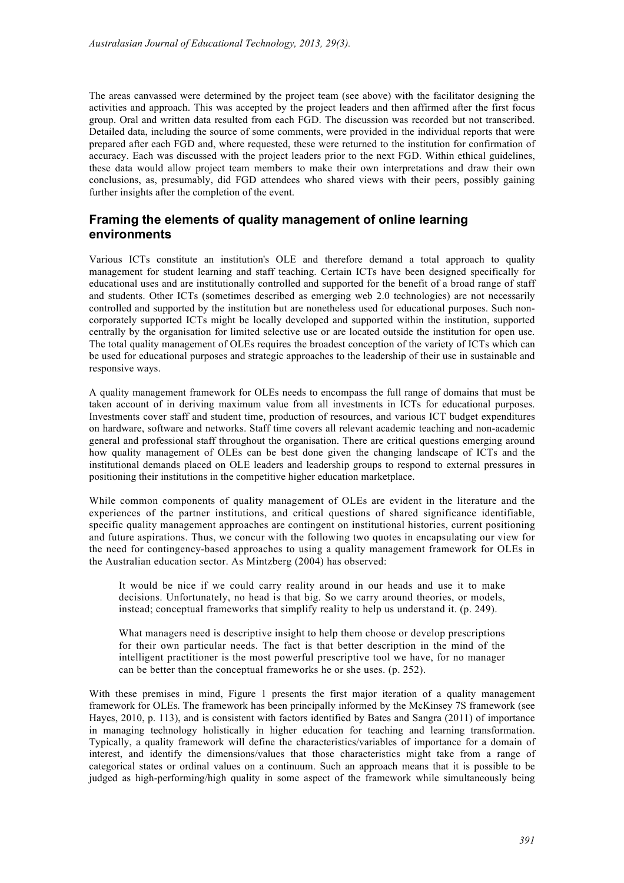The areas canvassed were determined by the project team (see above) with the facilitator designing the activities and approach. This was accepted by the project leaders and then affirmed after the first focus group. Oral and written data resulted from each FGD. The discussion was recorded but not transcribed. Detailed data, including the source of some comments, were provided in the individual reports that were prepared after each FGD and, where requested, these were returned to the institution for confirmation of accuracy. Each was discussed with the project leaders prior to the next FGD. Within ethical guidelines, these data would allow project team members to make their own interpretations and draw their own conclusions, as, presumably, did FGD attendees who shared views with their peers, possibly gaining further insights after the completion of the event.

## Framing the elements of quality management of online learning environments

Various ICTs constitute an institution's OLE and therefore demand a total approach to quality management for student learning and staff teaching. Certain ICTs have been designed specifically for educational uses and are institutionally controlled and supported for the benefit of a broad range of staff and students. Other ICTs (sometimes described as emerging web 2.0 technologies) are not necessarily controlled and supported by the institution but are nonetheless used for educational purposes. Such non-corporately supported ICTs might be locally developed and supported within the institution, supported centrally by the organisation for limited selective use or are located outside the institution for open use. The total quality management of OLEs requires the broadest conception of the variety of ICTs which can be used for educational purposes and strategic approaches to the leadership of their use in sustainable and responsive ways.

A quality management framework for OLEs needs to encompass the full range of domains that must be taken account of in deriving maximum value from all investments in ICTs for educational purposes. Investments cover staff and student time, production of resources, and various ICT budget expenditures on hardware, software and networks. Staff time covers all relevant academic teaching and non-academic general and professional staff throughout the organisation. There are critical questions emerging around how quality management of OLEs can be best done given the changing landscape of ICTs and the institutional demands placed on OLE leaders and leadership groups to respond to external pressures in positioning their institutions in the competitive higher education marketplace.

While common components of quality management of OLEs are evident in the literature and the experiences of the partner institutions, and critical questions of shared significance identifiable, specific quality management approaches are contingent on institutional histories, current positioning and future aspirations. Thus, we concur with the following two quotes in encapsulating our view for the need for contingency-based approaches to using a quality management framework for OLEs in the Australian education sector. As Mintzberg (2004) has observed:

> It would be nice if we could carry reality around in our heads and use it to make decisions. Unfortunately, no head is that big. So we carry around theories, or models, instead; conceptual frameworks that simplify reality to help us understand it. (p. 249).
>
> What managers need is descriptive insight to help them choose or develop prescriptions for their own particular needs. The fact is that better description in the mind of the intelligent practitioner is the most powerful prescriptive tool we have, for no manager can be better than the conceptual frameworks he or she uses. (p. 252).

With these premises in mind, Figure 1 presents the first major iteration of a quality management framework for OLEs. The framework has been principally informed by the McKinsey 7S framework (see Hayes, 2010, p. 113), and is consistent with factors identified by Bates and Sangra (2011) of importance in managing technology holistically in higher education for teaching and learning transformation. Typically, a quality framework will define the characteristics/variables of importance for a domain of interest, and identify the dimensions/values that those characteristics might take from a range of categorical states or ordinal values on a continuum. Such an approach means that it is possible to be judged as high-performing/high quality in some aspect of the framework while simultaneously being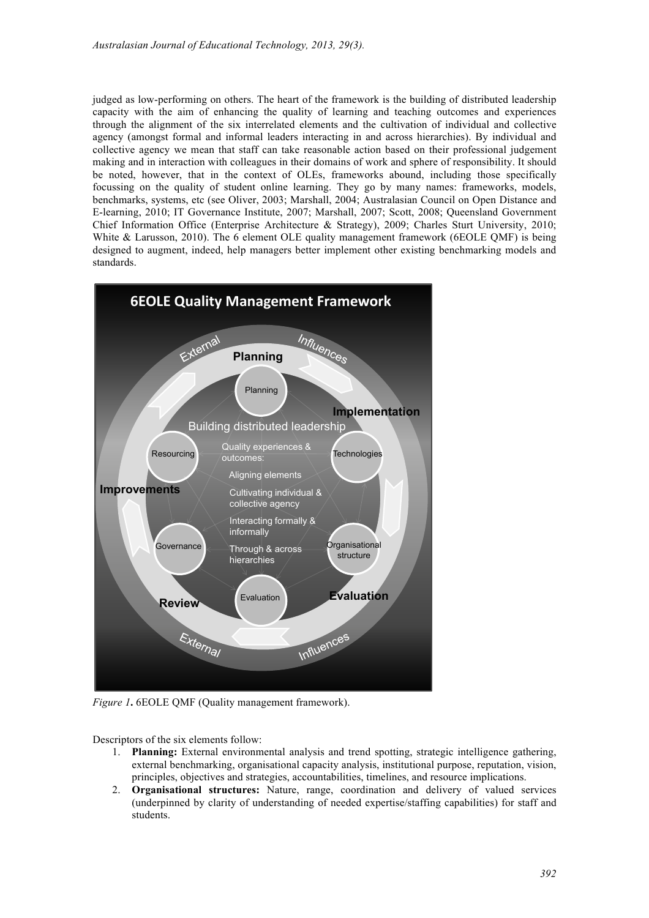judged as low-performing on others. The heart of the framework is the building of distributed leadership capacity with the aim of enhancing the quality of learning and teaching outcomes and experiences through the alignment of the six interrelated elements and the cultivation of individual and collective agency (amongst formal and informal leaders interacting in and across hierarchies). By individual and collective agency we mean that staff can take reasonable action based on their professional judgement making and in interaction with colleagues in their domains of work and sphere of responsibility. It should be noted, however, that in the context of OLEs, frameworks abound, including those specifically focussing on the quality of student online learning. They go by many names: frameworks, models, benchmarks, systems, etc (see Oliver, 2003; Marshall, 2004; Australasian Council on Open Distance and E-learning, 2010; IT Governance Institute, 2007; Marshall, 2007; Scott, 2008; Queensland Government Chief Information Office (Enterprise Architecture & Strategy), 2009; Charles Sturt University, 2010; White & Larusson, 2010). The 6 element OLE quality management framework (6EOLE QMF) is being designed to augment, indeed, help managers better implement other existing benchmarking models and standards.

*Figure 1.* 6EOLE QMF (Quality management framework).

Descriptors of the six elements follow:

1. **Planning:** External environmental analysis and trend spotting, strategic intelligence gathering, external benchmarking, organisational capacity analysis, institutional purpose, reputation, vision, principles, objectives and strategies, accountabilities, timelines, and resource implications.
2. **Organisational structures:** Nature, range, coordination and delivery of valued services (underpinned by clarity of understanding of needed expertise/staffing capabilities) for staff and students.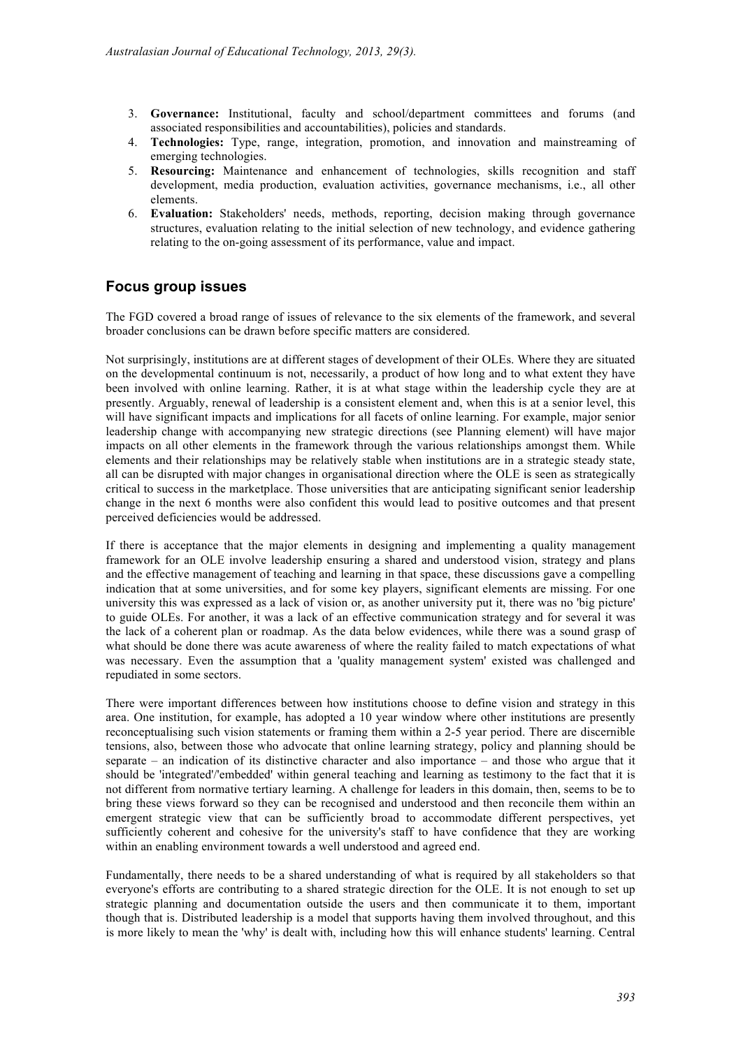3. **Governance:** Institutional, faculty and school/department committees and forums (and associated responsibilities and accountabilities), policies and standards.
4. **Technologies:** Type, range, integration, promotion, and innovation and mainstreaming of emerging technologies.
5. **Resourcing:** Maintenance and enhancement of technologies, skills recognition and staff development, media production, evaluation activities, governance mechanisms, i.e., all other elements.
6. **Evaluation:** Stakeholders' needs, methods, reporting, decision making through governance structures, evaluation relating to the initial selection of new technology, and evidence gathering relating to the on-going assessment of its performance, value and impact.

## Focus group issues

The FGD covered a broad range of issues of relevance to the six elements of the framework, and several broader conclusions can be drawn before specific matters are considered.

Not surprisingly, institutions are at different stages of development of their OLEs. Where they are situated on the developmental continuum is not, necessarily, a product of how long and to what extent they have been involved with online learning. Rather, it is at what stage within the leadership cycle they are at presently. Arguably, renewal of leadership is a consistent element and, when this is at a senior level, this will have significant impacts and implications for all facets of online learning. For example, major senior leadership change with accompanying new strategic directions (see Planning element) will have major impacts on all other elements in the framework through the various relationships amongst them. While elements and their relationships may be relatively stable when institutions are in a strategic steady state, all can be disrupted with major changes in organisational direction where the OLE is seen as strategically critical to success in the marketplace. Those universities that are anticipating significant senior leadership change in the next 6 months were also confident this would lead to positive outcomes and that present perceived deficiencies would be addressed.

If there is acceptance that the major elements in designing and implementing a quality management framework for an OLE involve leadership ensuring a shared and understood vision, strategy and plans and the effective management of teaching and learning in that space, these discussions gave a compelling indication that at some universities, and for some key players, significant elements are missing. For one university this was expressed as a lack of vision or, as another university put it, there was no 'big picture' to guide OLEs. For another, it was a lack of an effective communication strategy and for several it was the lack of a coherent plan or roadmap. As the data below evidences, while there was a sound grasp of what should be done there was acute awareness of where the reality failed to match expectations of what was necessary. Even the assumption that a 'quality management system' existed was challenged and repudiated in some sectors.

There were important differences between how institutions choose to define vision and strategy in this area. One institution, for example, has adopted a 10 year window where other institutions are presently reconceptualising such vision statements or framing them within a 2-5 year period. There are discernible tensions, also, between those who advocate that online learning strategy, policy and planning should be separate – an indication of its distinctive character and also importance – and those who argue that it should be 'integrated'/'embedded' within general teaching and learning as testimony to the fact that it is not different from normative tertiary learning. A challenge for leaders in this domain, then, seems to be to bring these views forward so they can be recognised and understood and then reconcile them within an emergent strategic view that can be sufficiently broad to accommodate different perspectives, yet sufficiently coherent and cohesive for the university's staff to have confidence that they are working within an enabling environment towards a well understood and agreed end.

Fundamentally, there needs to be a shared understanding of what is required by all stakeholders so that everyone's efforts are contributing to a shared strategic direction for the OLE. It is not enough to set up strategic planning and documentation outside the users and then communicate it to them, important though that is. Distributed leadership is a model that supports having them involved throughout, and this is more likely to mean the 'why' is dealt with, including how this will enhance students' learning. Central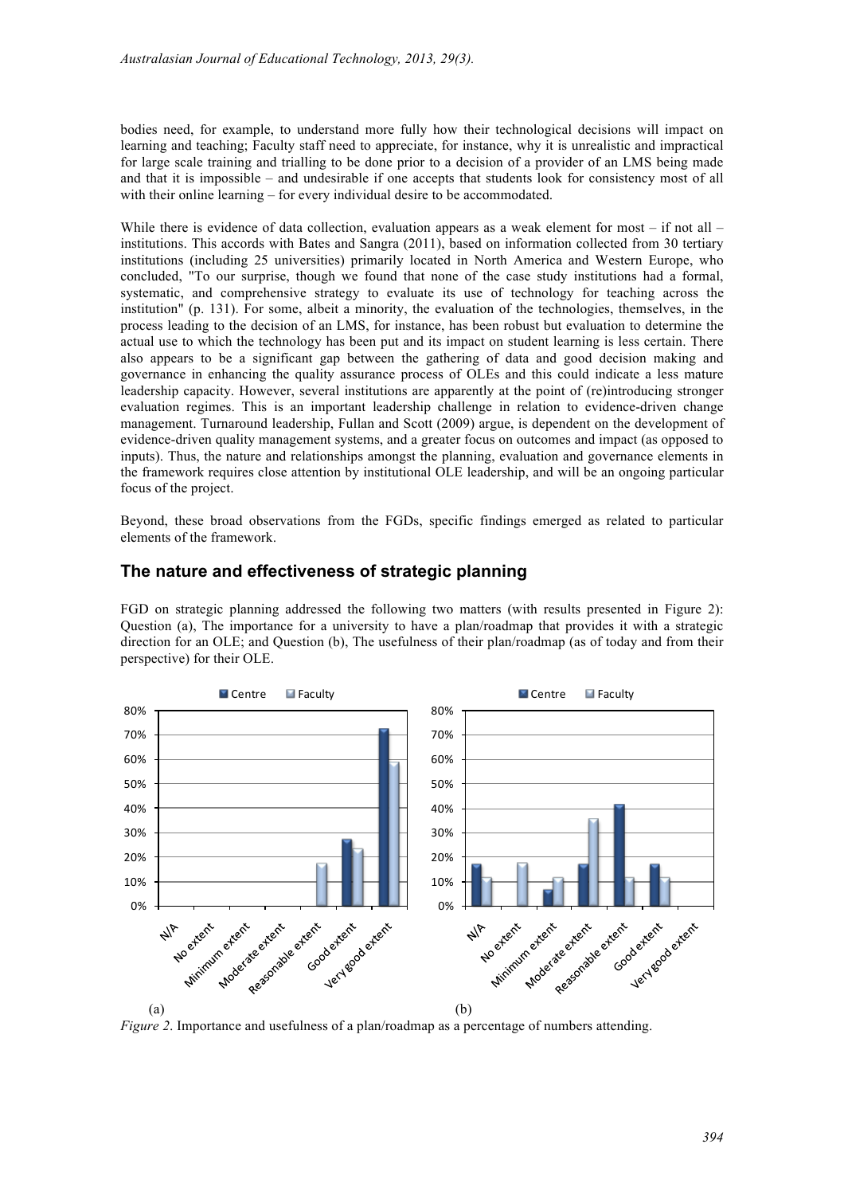bodies need, for example, to understand more fully how their technological decisions will impact on learning and teaching; Faculty staff need to appreciate, for instance, why it is unrealistic and impractical for large scale training and trialling to be done prior to a decision of a provider of an LMS being made and that it is impossible – and undesirable if one accepts that students look for consistency most of all with their online learning – for every individual desire to be accommodated.

While there is evidence of data collection, evaluation appears as a weak element for most – if not all – institutions. This accords with Bates and Sangra (2011), based on information collected from 30 tertiary institutions (including 25 universities) primarily located in North America and Western Europe, who concluded, "To our surprise, though we found that none of the case study institutions had a formal, systematic, and comprehensive strategy to evaluate its use of technology for teaching across the institution" (p. 131). For some, albeit a minority, the evaluation of the technologies, themselves, in the process leading to the decision of an LMS, for instance, has been robust but evaluation to determine the actual use to which the technology has been put and its impact on student learning is less certain. There also appears to be a significant gap between the gathering of data and good decision making and governance in enhancing the quality assurance process of OLEs and this could indicate a less mature leadership capacity. However, several institutions are apparently at the point of (re)introducing stronger evaluation regimes. This is an important leadership challenge in relation to evidence-driven change management. Turnaround leadership, Fullan and Scott (2009) argue, is dependent on the development of evidence-driven quality management systems, and a greater focus on outcomes and impact (as opposed to inputs). Thus, the nature and relationships amongst the planning, evaluation and governance elements in the framework requires close attention by institutional OLE leadership, and will be an ongoing particular focus of the project.

Beyond, these broad observations from the FGDs, specific findings emerged as related to particular elements of the framework.

## The nature and effectiveness of strategic planning

FGD on strategic planning addressed the following two matters (with results presented in Figure 2): Question (a), The importance for a university to have a plan/roadmap that provides it with a strategic direction for an OLE; and Question (b), The usefulness of their plan/roadmap (as of today and from their perspective) for their OLE.

*Figure 2*. Importance and usefulness of a plan/roadmap as a percentage of numbers attending.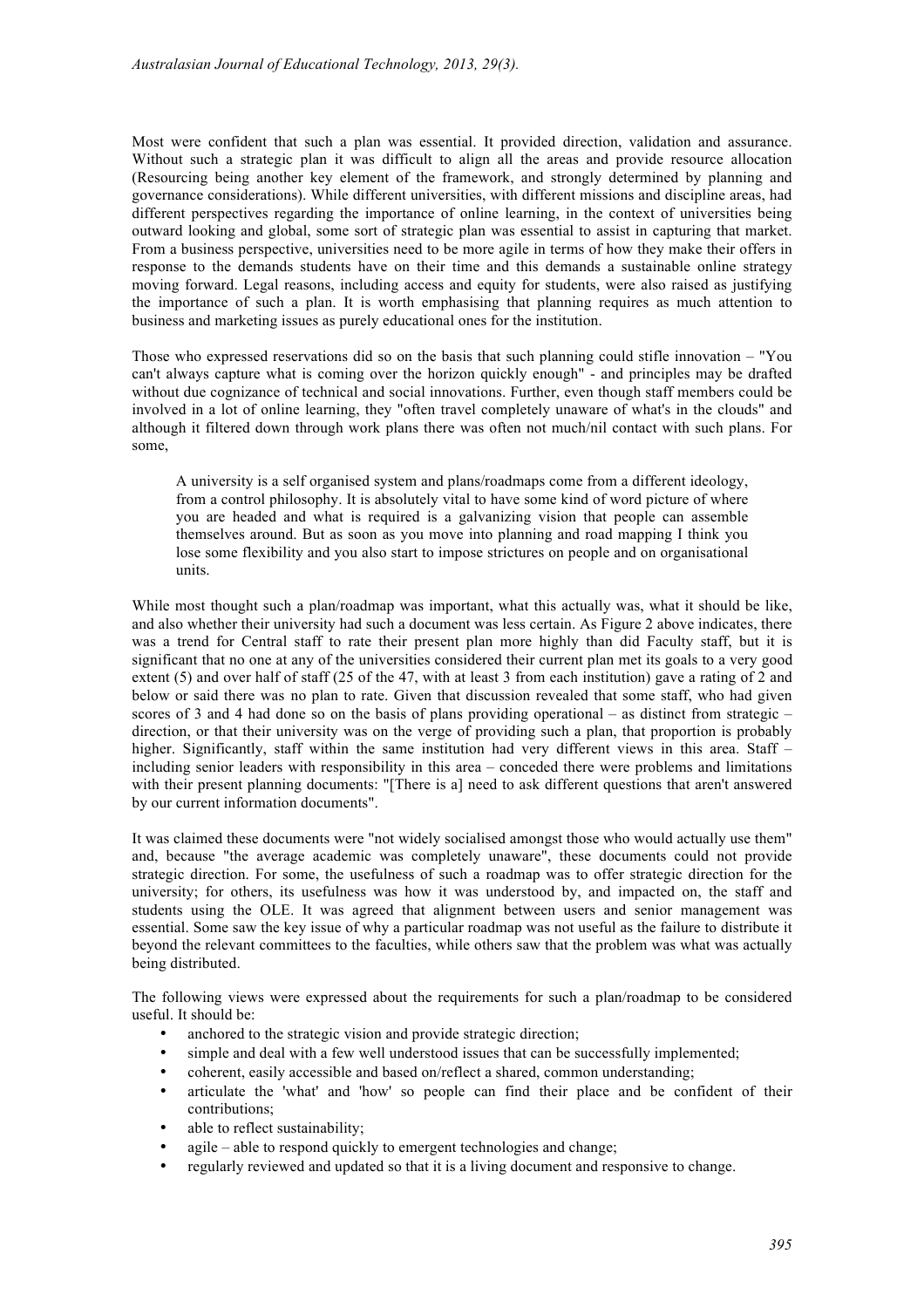Most were confident that such a plan was essential. It provided direction, validation and assurance. Without such a strategic plan it was difficult to align all the areas and provide resource allocation (Resourcing being another key element of the framework, and strongly determined by planning and governance considerations). While different universities, with different missions and discipline areas, had different perspectives regarding the importance of online learning, in the context of universities being outward looking and global, some sort of strategic plan was essential to assist in capturing that market. From a business perspective, universities need to be more agile in terms of how they make their offers in response to the demands students have on their time and this demands a sustainable online strategy moving forward. Legal reasons, including access and equity for students, were also raised as justifying the importance of such a plan. It is worth emphasising that planning requires as much attention to business and marketing issues as purely educational ones for the institution.

Those who expressed reservations did so on the basis that such planning could stifle innovation – "You can't always capture what is coming over the horizon quickly enough" - and principles may be drafted without due cognizance of technical and social innovations. Further, even though staff members could be involved in a lot of online learning, they "often travel completely unaware of what's in the clouds" and although it filtered down through work plans there was often not much/nil contact with such plans. For some,

> A university is a self organised system and plans/roadmaps come from a different ideology, from a control philosophy. It is absolutely vital to have some kind of word picture of where you are headed and what is required is a galvanizing vision that people can assemble themselves around. But as soon as you move into planning and road mapping I think you lose some flexibility and you also start to impose strictures on people and on organisational units.

While most thought such a plan/roadmap was important, what this actually was, what it should be like, and also whether their university had such a document was less certain. As Figure 2 above indicates, there was a trend for Central staff to rate their present plan more highly than did Faculty staff, but it is significant that no one at any of the universities considered their current plan met its goals to a very good extent (5) and over half of staff (25 of the 47, with at least 3 from each institution) gave a rating of 2 and below or said there was no plan to rate. Given that discussion revealed that some staff, who had given scores of 3 and 4 had done so on the basis of plans providing operational – as distinct from strategic – direction, or that their university was on the verge of providing such a plan, that proportion is probably higher. Significantly, staff within the same institution had very different views in this area. Staff – including senior leaders with responsibility in this area – conceded there were problems and limitations with their present planning documents: "[There is a] need to ask different questions that aren't answered by our current information documents".

It was claimed these documents were "not widely socialised amongst those who would actually use them" and, because "the average academic was completely unaware", these documents could not provide strategic direction. For some, the usefulness of such a roadmap was to offer strategic direction for the university; for others, its usefulness was how it was understood by, and impacted on, the staff and students using the OLE. It was agreed that alignment between users and senior management was essential. Some saw the key issue of why a particular roadmap was not useful as the failure to distribute it beyond the relevant committees to the faculties, while others saw that the problem was what was actually being distributed.

The following views were expressed about the requirements for such a plan/roadmap to be considered useful. It should be:

- anchored to the strategic vision and provide strategic direction;
- simple and deal with a few well understood issues that can be successfully implemented;
- coherent, easily accessible and based on/reflect a shared, common understanding;
- articulate the 'what' and 'how' so people can find their place and be confident of their contributions;
- able to reflect sustainability;
- agile – able to respond quickly to emergent technologies and change;
- regularly reviewed and updated so that it is a living document and responsive to change.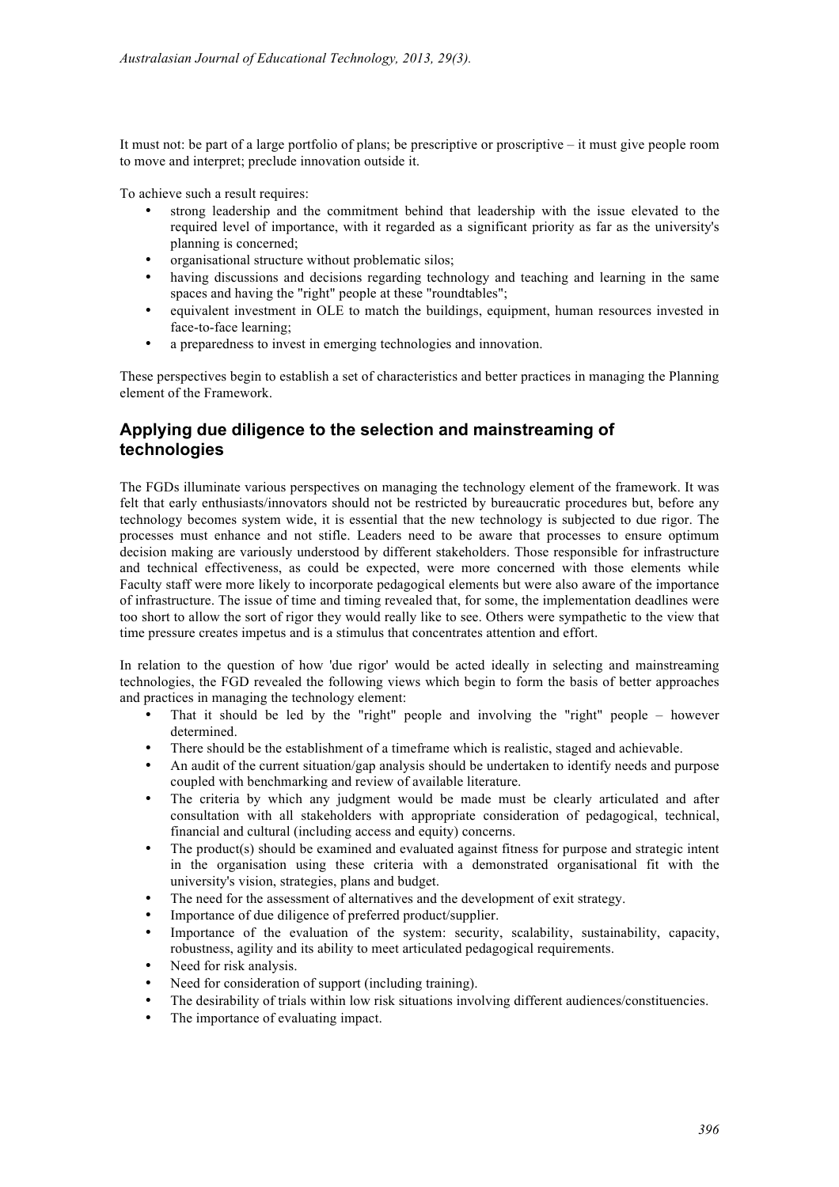It must not: be part of a large portfolio of plans; be prescriptive or proscriptive – it must give people room to move and interpret; preclude innovation outside it.

To achieve such a result requires:

- strong leadership and the commitment behind that leadership with the issue elevated to the required level of importance, with it regarded as a significant priority as far as the university's planning is concerned;
- organisational structure without problematic silos;
- having discussions and decisions regarding technology and teaching and learning in the same spaces and having the "right" people at these "roundtables";
- equivalent investment in OLE to match the buildings, equipment, human resources invested in face-to-face learning;
- a preparedness to invest in emerging technologies and innovation.

These perspectives begin to establish a set of characteristics and better practices in managing the Planning element of the Framework.

## Applying due diligence to the selection and mainstreaming of technologies

The FGDs illuminate various perspectives on managing the technology element of the framework. It was felt that early enthusiasts/innovators should not be restricted by bureaucratic procedures but, before any technology becomes system wide, it is essential that the new technology is subjected to due rigor. The processes must enhance and not stifle. Leaders need to be aware that processes to ensure optimum decision making are variously understood by different stakeholders. Those responsible for infrastructure and technical effectiveness, as could be expected, were more concerned with those elements while Faculty staff were more likely to incorporate pedagogical elements but were also aware of the importance of infrastructure. The issue of time and timing revealed that, for some, the implementation deadlines were too short to allow the sort of rigor they would really like to see. Others were sympathetic to the view that time pressure creates impetus and is a stimulus that concentrates attention and effort.

In relation to the question of how 'due rigor' would be acted ideally in selecting and mainstreaming technologies, the FGD revealed the following views which begin to form the basis of better approaches and practices in managing the technology element:

- That it should be led by the "right" people and involving the "right" people – however determined.
- There should be the establishment of a timeframe which is realistic, staged and achievable.
- An audit of the current situation/gap analysis should be undertaken to identify needs and purpose coupled with benchmarking and review of available literature.
- The criteria by which any judgment would be made must be clearly articulated and after consultation with all stakeholders with appropriate consideration of pedagogical, technical, financial and cultural (including access and equity) concerns.
- The product(s) should be examined and evaluated against fitness for purpose and strategic intent in the organisation using these criteria with a demonstrated organisational fit with the university's vision, strategies, plans and budget.
- The need for the assessment of alternatives and the development of exit strategy.
- Importance of due diligence of preferred product/supplier.
- Importance of the evaluation of the system: security, scalability, sustainability, capacity, robustness, agility and its ability to meet articulated pedagogical requirements.
- Need for risk analysis.
- Need for consideration of support (including training).
- The desirability of trials within low risk situations involving different audiences/constituencies.
- The importance of evaluating impact.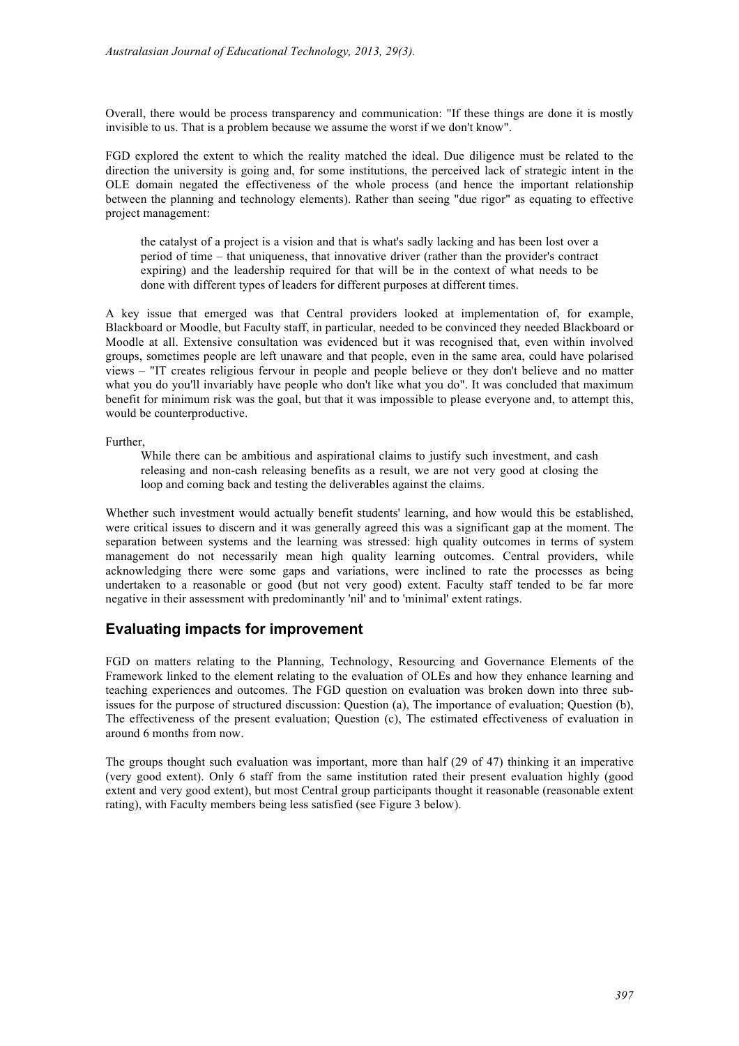Overall, there would be process transparency and communication: "If these things are done it is mostly invisible to us. That is a problem because we assume the worst if we don't know".

FGD explored the extent to which the reality matched the ideal. Due diligence must be related to the direction the university is going and, for some institutions, the perceived lack of strategic intent in the OLE domain negated the effectiveness of the whole process (and hence the important relationship between the planning and technology elements). Rather than seeing "due rigor" as equating to effective project management:

> the catalyst of a project is a vision and that is what's sadly lacking and has been lost over a period of time – that uniqueness, that innovative driver (rather than the provider's contract expiring) and the leadership required for that will be in the context of what needs to be done with different types of leaders for different purposes at different times.

A key issue that emerged was that Central providers looked at implementation of, for example, Blackboard or Moodle, but Faculty staff, in particular, needed to be convinced they needed Blackboard or Moodle at all. Extensive consultation was evidenced but it was recognised that, even within involved groups, sometimes people are left unaware and that people, even in the same area, could have polarised views – "IT creates religious fervour in people and people believe or they don't believe and no matter what you do you'll invariably have people who don't like what you do". It was concluded that maximum benefit for minimum risk was the goal, but that it was impossible to please everyone and, to attempt this, would be counterproductive.

Further,

> While there can be ambitious and aspirational claims to justify such investment, and cash releasing and non-cash releasing benefits as a result, we are not very good at closing the loop and coming back and testing the deliverables against the claims.

Whether such investment would actually benefit students' learning, and how would this be established, were critical issues to discern and it was generally agreed this was a significant gap at the moment. The separation between systems and the learning was stressed: high quality outcomes in terms of system management do not necessarily mean high quality learning outcomes. Central providers, while acknowledging there were some gaps and variations, were inclined to rate the processes as being undertaken to a reasonable or good (but not very good) extent. Faculty staff tended to be far more negative in their assessment with predominantly 'nil' and to 'minimal' extent ratings.

## Evaluating impacts for improvement

FGD on matters relating to the Planning, Technology, Resourcing and Governance Elements of the Framework linked to the element relating to the evaluation of OLEs and how they enhance learning and teaching experiences and outcomes. The FGD question on evaluation was broken down into three sub-issues for the purpose of structured discussion: Question (a), The importance of evaluation; Question (b), The effectiveness of the present evaluation; Question (c), The estimated effectiveness of evaluation in around 6 months from now.

The groups thought such evaluation was important, more than half (29 of 47) thinking it an imperative (very good extent). Only 6 staff from the same institution rated their present evaluation highly (good extent and very good extent), but most Central group participants thought it reasonable (reasonable extent rating), with Faculty members being less satisfied (see Figure 3 below).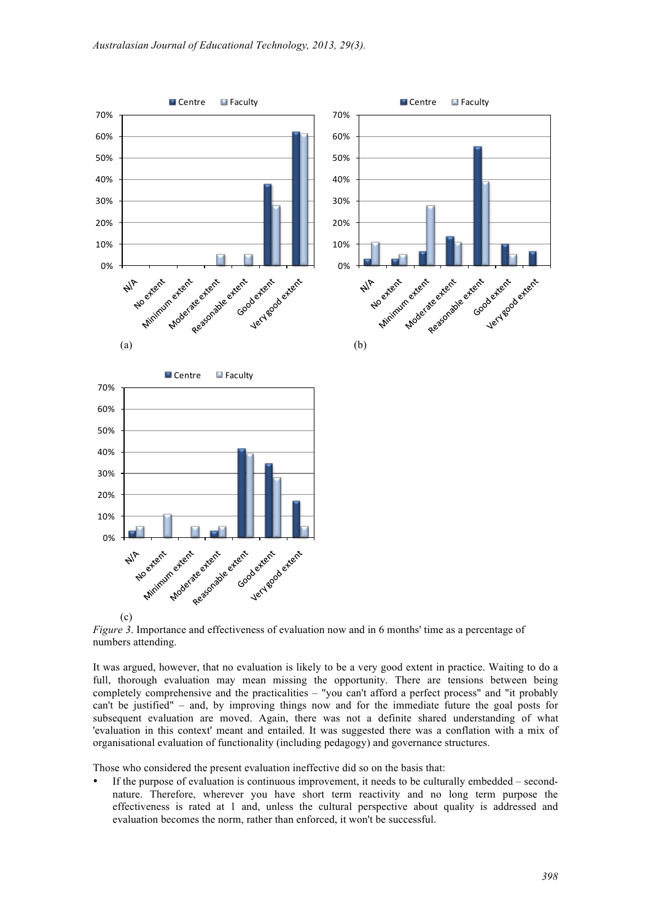*Figure 3*. Importance and effectiveness of evaluation now and in 6 months' time as a percentage of numbers attending.

It was argued, however, that no evaluation is likely to be a very good extent in practice. Waiting to do a full, thorough evaluation may mean missing the opportunity. There are tensions between being completely comprehensive and the practicalities – "you can't afford a perfect process" and "it probably can't be justified" – and, by improving things now and for the immediate future the goal posts for subsequent evaluation are moved. Again, there was not a definite shared understanding of what 'evaluation in this context' meant and entailed. It was suggested there was a conflation with a mix of organisational evaluation of functionality (including pedagogy) and governance structures.

Those who considered the present evaluation ineffective did so on the basis that:

- If the purpose of evaluation is continuous improvement, it needs to be culturally embedded – second-nature. Therefore, wherever you have short term reactivity and no long term purpose the effectiveness is rated at 1 and, unless the cultural perspective about quality is addressed and evaluation becomes the norm, rather than enforced, it won't be successful.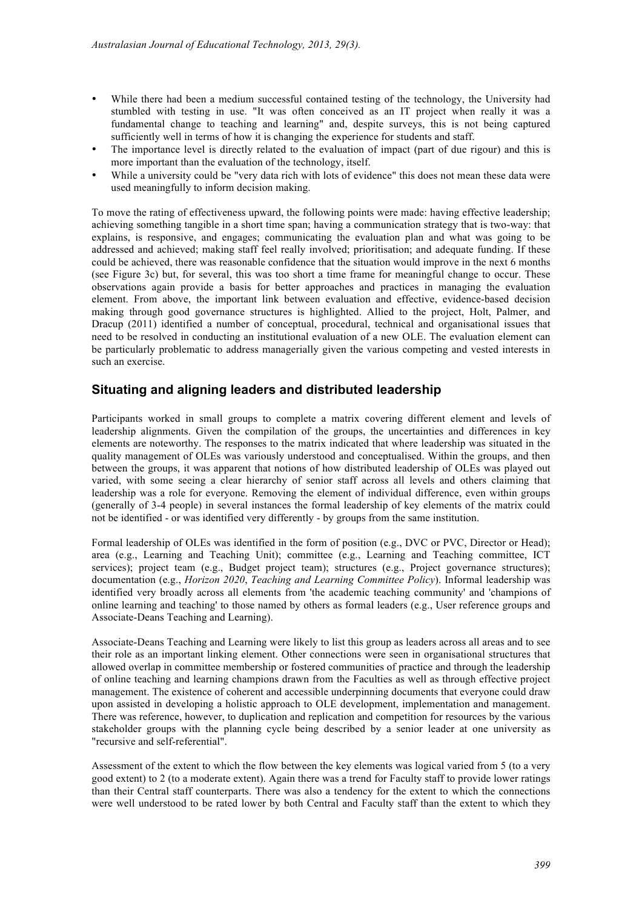- While there had been a medium successful contained testing of the technology, the University had stumbled with testing in use. "It was often conceived as an IT project when really it was a fundamental change to teaching and learning" and, despite surveys, this is not being captured sufficiently well in terms of how it is changing the experience for students and staff.
- The importance level is directly related to the evaluation of impact (part of due rigour) and this is more important than the evaluation of the technology, itself.
- While a university could be "very data rich with lots of evidence" this does not mean these data were used meaningfully to inform decision making.

To move the rating of effectiveness upward, the following points were made: having effective leadership; achieving something tangible in a short time span; having a communication strategy that is two-way: that explains, is responsive, and engages; communicating the evaluation plan and what was going to be addressed and achieved; making staff feel really involved; prioritisation; and adequate funding. If these could be achieved, there was reasonable confidence that the situation would improve in the next 6 months (see Figure 3c) but, for several, this was too short a time frame for meaningful change to occur. These observations again provide a basis for better approaches and practices in managing the evaluation element. From above, the important link between evaluation and effective, evidence-based decision making through good governance structures is highlighted. Allied to the project, Holt, Palmer, and Dracup (2011) identified a number of conceptual, procedural, technical and organisational issues that need to be resolved in conducting an institutional evaluation of a new OLE. The evaluation element can be particularly problematic to address managerially given the various competing and vested interests in such an exercise.

## Situating and aligning leaders and distributed leadership

Participants worked in small groups to complete a matrix covering different element and levels of leadership alignments. Given the compilation of the groups, the uncertainties and differences in key elements are noteworthy. The responses to the matrix indicated that where leadership was situated in the quality management of OLEs was variously understood and conceptualised. Within the groups, and then between the groups, it was apparent that notions of how distributed leadership of OLEs was played out varied, with some seeing a clear hierarchy of senior staff across all levels and others claiming that leadership was a role for everyone. Removing the element of individual difference, even within groups (generally of 3-4 people) in several instances the formal leadership of key elements of the matrix could not be identified - or was identified very differently - by groups from the same institution.

Formal leadership of OLEs was identified in the form of position (e.g., DVC or PVC, Director or Head); area (e.g., Learning and Teaching Unit); committee (e.g., Learning and Teaching committee, ICT services); project team (e.g., Budget project team); structures (e.g., Project governance structures); documentation (e.g., *Horizon 2020*, *Teaching and Learning Committee Policy*). Informal leadership was identified very broadly across all elements from 'the academic teaching community' and 'champions of online learning and teaching' to those named by others as formal leaders (e.g., User reference groups and Associate-Deans Teaching and Learning).

Associate-Deans Teaching and Learning were likely to list this group as leaders across all areas and to see their role as an important linking element. Other connections were seen in organisational structures that allowed overlap in committee membership or fostered communities of practice and through the leadership of online teaching and learning champions drawn from the Faculties as well as through effective project management. The existence of coherent and accessible underpinning documents that everyone could draw upon assisted in developing a holistic approach to OLE development, implementation and management. There was reference, however, to duplication and replication and competition for resources by the various stakeholder groups with the planning cycle being described by a senior leader at one university as "recursive and self-referential".

Assessment of the extent to which the flow between the key elements was logical varied from 5 (to a very good extent) to 2 (to a moderate extent). Again there was a trend for Faculty staff to provide lower ratings than their Central staff counterparts. There was also a tendency for the extent to which the connections were well understood to be rated lower by both Central and Faculty staff than the extent to which they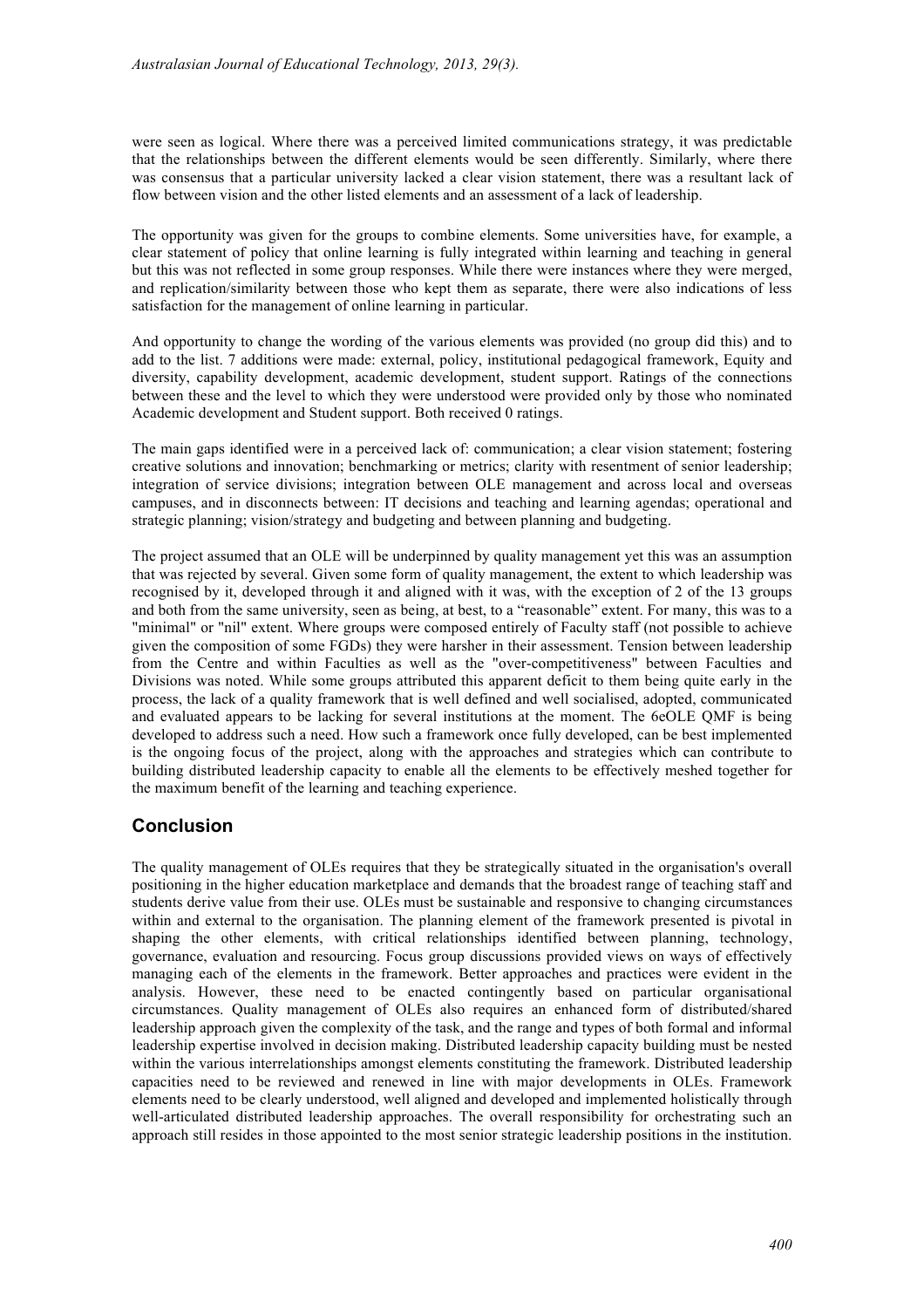were seen as logical. Where there was a perceived limited communications strategy, it was predictable that the relationships between the different elements would be seen differently. Similarly, where there was consensus that a particular university lacked a clear vision statement, there was a resultant lack of flow between vision and the other listed elements and an assessment of a lack of leadership.

The opportunity was given for the groups to combine elements. Some universities have, for example, a clear statement of policy that online learning is fully integrated within learning and teaching in general but this was not reflected in some group responses. While there were instances where they were merged, and replication/similarity between those who kept them as separate, there were also indications of less satisfaction for the management of online learning in particular.

And opportunity to change the wording of the various elements was provided (no group did this) and to add to the list. 7 additions were made: external, policy, institutional pedagogical framework, Equity and diversity, capability development, academic development, student support. Ratings of the connections between these and the level to which they were understood were provided only by those who nominated Academic development and Student support. Both received 0 ratings.

The main gaps identified were in a perceived lack of: communication; a clear vision statement; fostering creative solutions and innovation; benchmarking or metrics; clarity with resentment of senior leadership; integration of service divisions; integration between OLE management and across local and overseas campuses, and in disconnects between: IT decisions and teaching and learning agendas; operational and strategic planning; vision/strategy and budgeting and between planning and budgeting.

The project assumed that an OLE will be underpinned by quality management yet this was an assumption that was rejected by several. Given some form of quality management, the extent to which leadership was recognised by it, developed through it and aligned with it was, with the exception of 2 of the 13 groups and both from the same university, seen as being, at best, to a "reasonable" extent. For many, this was to a "minimal" or "nil" extent. Where groups were composed entirely of Faculty staff (not possible to achieve given the composition of some FGDs) they were harsher in their assessment. Tension between leadership from the Centre and within Faculties as well as the "over-competitiveness" between Faculties and Divisions was noted. While some groups attributed this apparent deficit to them being quite early in the process, the lack of a quality framework that is well defined and well socialised, adopted, communicated and evaluated appears to be lacking for several institutions at the moment. The 6eOLE QMF is being developed to address such a need. How such a framework once fully developed, can be best implemented is the ongoing focus of the project, along with the approaches and strategies which can contribute to building distributed leadership capacity to enable all the elements to be effectively meshed together for the maximum benefit of the learning and teaching experience.

## Conclusion

The quality management of OLEs requires that they be strategically situated in the organisation's overall positioning in the higher education marketplace and demands that the broadest range of teaching staff and students derive value from their use. OLEs must be sustainable and responsive to changing circumstances within and external to the organisation. The planning element of the framework presented is pivotal in shaping the other elements, with critical relationships identified between planning, technology, governance, evaluation and resourcing. Focus group discussions provided views on ways of effectively managing each of the elements in the framework. Better approaches and practices were evident in the analysis. However, these need to be enacted contingently based on particular organisational circumstances. Quality management of OLEs also requires an enhanced form of distributed/shared leadership approach given the complexity of the task, and the range and types of both formal and informal leadership expertise involved in decision making. Distributed leadership capacity building must be nested within the various interrelationships amongst elements constituting the framework. Distributed leadership capacities need to be reviewed and renewed in line with major developments in OLEs. Framework elements need to be clearly understood, well aligned and developed and implemented holistically through well-articulated distributed leadership approaches. The overall responsibility for orchestrating such an approach still resides in those appointed to the most senior strategic leadership positions in the institution.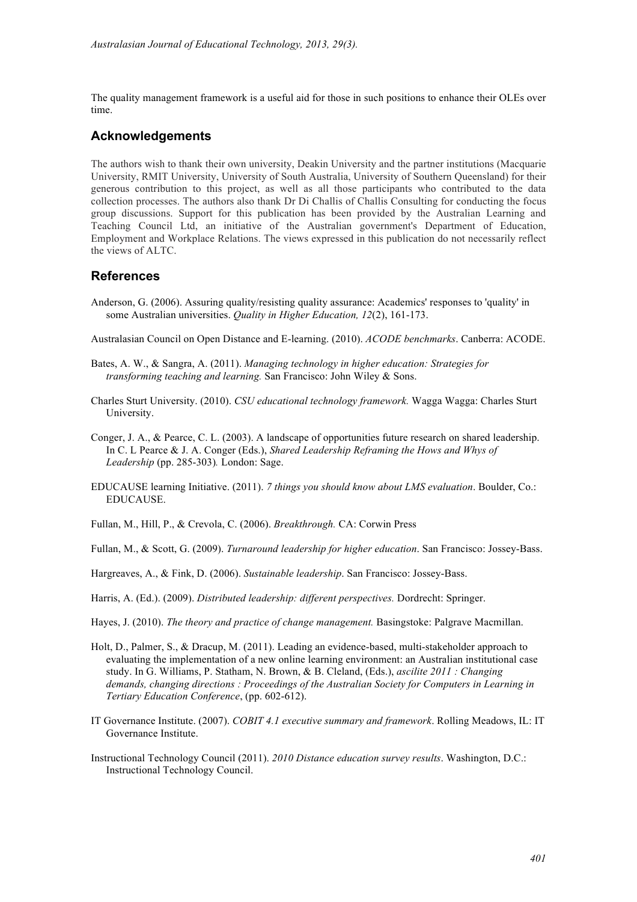The quality management framework is a useful aid for those in such positions to enhance their OLEs over time.

## Acknowledgements

The authors wish to thank their own university, Deakin University and the partner institutions (Macquarie University, RMIT University, University of South Australia, University of Southern Queensland) for their generous contribution to this project, as well as all those participants who contributed to the data collection processes. The authors also thank Dr Di Challis of Challis Consulting for conducting the focus group discussions. Support for this publication has been provided by the Australian Learning and Teaching Council Ltd, an initiative of the Australian government's Department of Education, Employment and Workplace Relations. The views expressed in this publication do not necessarily reflect the views of ALTC.

## References

Anderson, G. (2006). Assuring quality/resisting quality assurance: Academics' responses to 'quality' in some Australian universities. *Quality in Higher Education, 12*(2), 161-173.

Australasian Council on Open Distance and E-learning. (2010). *ACODE benchmarks*. Canberra: ACODE.

Bates, A. W., & Sangra, A. (2011). *Managing technology in higher education: Strategies for transforming teaching and learning.* San Francisco: John Wiley & Sons.

Charles Sturt University. (2010). *CSU educational technology framework.* Wagga Wagga: Charles Sturt University.

Conger, J. A., & Pearce, C. L. (2003). A landscape of opportunities future research on shared leadership. In C. L Pearce & J. A. Conger (Eds.), *Shared Leadership Reframing the Hows and Whys of Leadership* (pp. 285-303)*.* London: Sage.

EDUCAUSE learning Initiative. (2011). *7 things you should know about LMS evaluation*. Boulder, Co.: EDUCAUSE.

Fullan, M., Hill, P., & Crevola, C. (2006). *Breakthrough.* CA: Corwin Press

Fullan, M., & Scott, G. (2009). *Turnaround leadership for higher education*. San Francisco: Jossey-Bass.

Hargreaves, A., & Fink, D. (2006). *Sustainable leadership*. San Francisco: Jossey-Bass.

Harris, A. (Ed.). (2009). *Distributed leadership: different perspectives.* Dordrecht: Springer.

Hayes, J. (2010). *The theory and practice of change management.* Basingstoke: Palgrave Macmillan.

Holt, D., Palmer, S., & Dracup, M. (2011). Leading an evidence-based, multi-stakeholder approach to evaluating the implementation of a new online learning environment: an Australian institutional case study. In G. Williams, P. Statham, N. Brown, & B. Cleland, (Eds.), *ascilite 2011 : Changing demands, changing directions : Proceedings of the Australian Society for Computers in Learning in Tertiary Education Conference*, (pp. 602-612).

IT Governance Institute. (2007). *COBIT 4.1 executive summary and framework*. Rolling Meadows, IL: IT Governance Institute.

Instructional Technology Council (2011). *2010 Distance education survey results*. Washington, D.C.: Instructional Technology Council.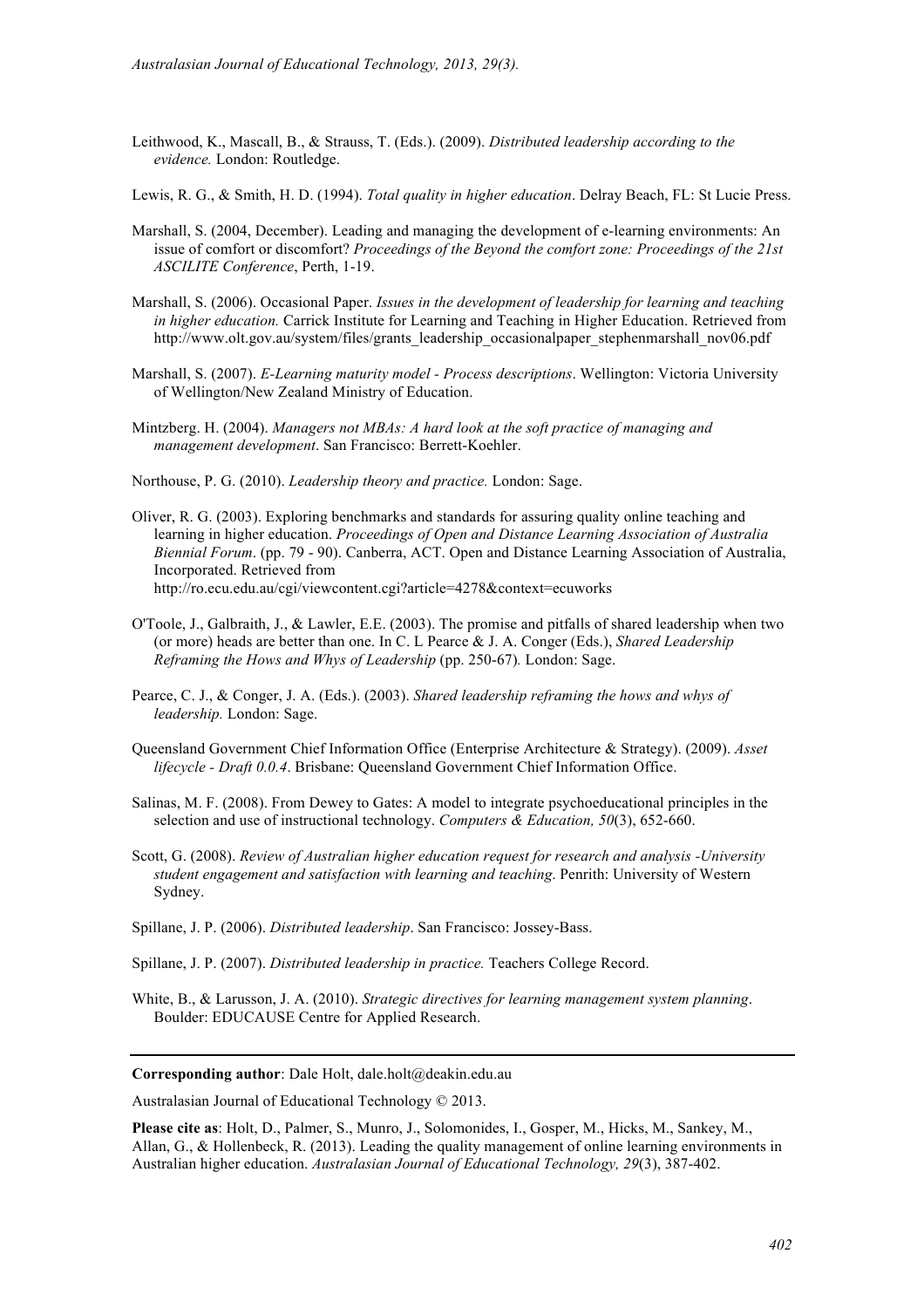Leithwood, K., Mascall, B., & Strauss, T. (Eds.). (2009). *Distributed leadership according to the evidence.* London: Routledge.

Lewis, R. G., & Smith, H. D. (1994). *Total quality in higher education*. Delray Beach, FL: St Lucie Press.

Marshall, S. (2004, December). Leading and managing the development of e-learning environments: An issue of comfort or discomfort? *Proceedings of the Beyond the comfort zone: Proceedings of the 21st ASCILITE Conference*, Perth, 1-19.

Marshall, S. (2006). Occasional Paper. *Issues in the development of leadership for learning and teaching in higher education.* Carrick Institute for Learning and Teaching in Higher Education. Retrieved from http://www.olt.gov.au/system/files/grants_leadership_occasionalpaper_stephenmarshall_nov06.pdf

Marshall, S. (2007). *E-Learning maturity model - Process descriptions*. Wellington: Victoria University of Wellington/New Zealand Ministry of Education.

Mintzberg. H. (2004). *Managers not MBAs: A hard look at the soft practice of managing and management development*. San Francisco: Berrett-Koehler.

Northouse, P. G. (2010). *Leadership theory and practice.* London: Sage.

Oliver, R. G. (2003). Exploring benchmarks and standards for assuring quality online teaching and learning in higher education. *Proceedings of Open and Distance Learning Association of Australia Biennial Forum*. (pp. 79 - 90). Canberra, ACT. Open and Distance Learning Association of Australia, Incorporated. Retrieved from http://ro.ecu.edu.au/cgi/viewcontent.cgi?article=4278&context=ecuworks

O'Toole, J., Galbraith, J., & Lawler, E.E. (2003). The promise and pitfalls of shared leadership when two (or more) heads are better than one. In C. L Pearce & J. A. Conger (Eds.), *Shared Leadership Reframing the Hows and Whys of Leadership* (pp. 250-67)*.* London: Sage.

Pearce, C. J., & Conger, J. A. (Eds.). (2003). *Shared leadership reframing the hows and whys of leadership.* London: Sage.

Queensland Government Chief Information Office (Enterprise Architecture & Strategy). (2009). *Asset lifecycle - Draft 0.0.4*. Brisbane: Queensland Government Chief Information Office.

Salinas, M. F. (2008). From Dewey to Gates: A model to integrate psychoeducational principles in the selection and use of instructional technology. *Computers & Education, 50*(3), 652-660.

Scott, G. (2008). *Review of Australian higher education request for research and analysis -University student engagement and satisfaction with learning and teaching*. Penrith: University of Western Sydney.

Spillane, J. P. (2006). *Distributed leadership*. San Francisco: Jossey-Bass.

Spillane, J. P. (2007). *Distributed leadership in practice.* Teachers College Record.

White, B., & Larusson, J. A. (2010). *Strategic directives for learning management system planning*. Boulder: EDUCAUSE Centre for Applied Research.

---

**Corresponding author**: Dale Holt, dale.holt@deakin.edu.au

Australasian Journal of Educational Technology © 2013.

**Please cite as**: Holt, D., Palmer, S., Munro, J., Solomonides, I., Gosper, M., Hicks, M., Sankey, M., Allan, G., & Hollenbeck, R. (2013). Leading the quality management of online learning environments in Australian higher education. *Australasian Journal of Educational Technology, 29*(3), 387-402.